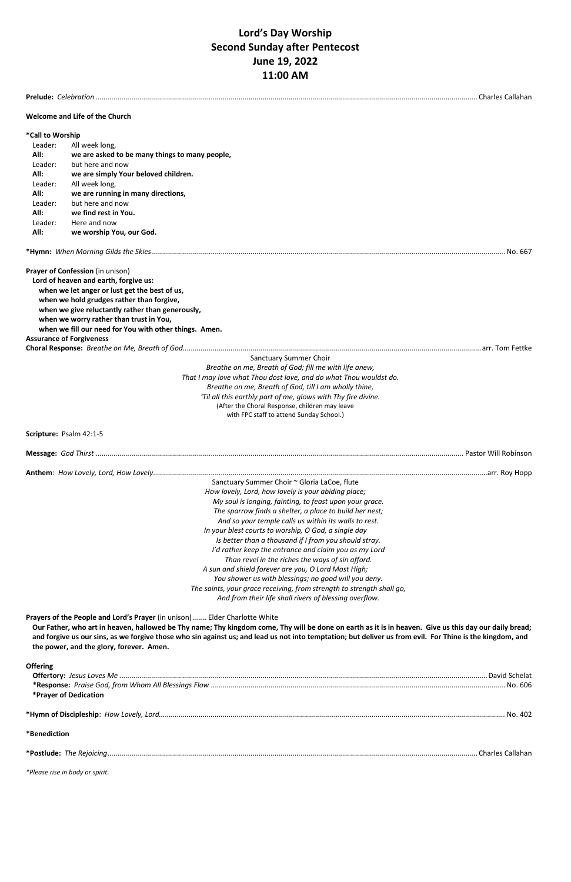# Lord's Day Worship
## Second Sunday after Pentecost
## June 19, 2022
## 11:00 AM

**Prelude:** *Celebration* ........................................ Charles Callahan

**Welcome and Life of the Church**

**\*Call to Worship**

Leader: All week long,
**All: we are asked to be many things to many people,**
Leader: but here and now
**All: we are simply Your beloved children.**
Leader: All week long,
**All: we are running in many directions,**
Leader: but here and now
**All: we find rest in You.**
Leader: Here and now
**All: we worship You, our God.**

**\*Hymn:** *When Morning Gilds the Skies* ........................................ No. 667

**Prayer of Confession** (in unison)
**Lord of heaven and earth, forgive us:**
**when we let anger or lust get the best of us,**
**when we hold grudges rather than forgive,**
**when we give reluctantly rather than generously,**
**when we worry rather than trust in You,**
**when we fill our need for You with other things. Amen.**

**Assurance of Forgiveness**

**Choral Response:** *Breathe on Me, Breath of God* ........................................ arr. Tom Fettke

Sanctuary Summer Choir

*Breathe on me, Breath of God; fill me with life anew,*
*That I may love what Thou dost love, and do what Thou wouldst do.*
*Breathe on me, Breath of God, till I am wholly thine,*
*'Til all this earthly part of me, glows with Thy fire divine.*

(After the Choral Response, children may leave with FPC staff to attend Sunday School.)

**Scripture:** Psalm 42:1-5

**Message:** *God Thirst* ........................................ Pastor Will Robinson

**Anthem**: *How Lovely, Lord, How Lovely* ........................................ arr. Roy Hopp

Sanctuary Summer Choir ~ Gloria LaCoe, flute

*How lovely, Lord, how lovely is your abiding place;*
*My soul is longing, fainting, to feast upon your grace.*
*The sparrow finds a shelter, a place to build her nest;*
*And so your temple calls us within its walls to rest.*
*In your blest courts to worship, O God, a single day*
*Is better than a thousand if I from you should stray.*
*I'd rather keep the entrance and claim you as my Lord*
*Than revel in the riches the ways of sin afford.*
*A sun and shield forever are you, O Lord Most High;*
*You shower us with blessings; no good will you deny.*
*The saints, your grace receiving, from strength to strength shall go,*
*And from their life shall rivers of blessing overflow.*

**Prayers of the People and Lord's Prayer** (in unison) ....... Elder Charlotte White

**Our Father, who art in heaven, hallowed be Thy name; Thy kingdom come, Thy will be done on earth as it is in heaven. Give us this day our daily bread; and forgive us our sins, as we forgive those who sin against us; and lead us not into temptation; but deliver us from evil. For Thine is the kingdom, and the power, and the glory, forever. Amen.**

**Offering**

**Offertory:** *Jesus Loves Me* ........................................ David Schelat
**\*Response:** *Praise God, from Whom All Blessings Flow* ........................................ No. 606
**\*Prayer of Dedication**

**\*Hymn of Discipleship**: *How Lovely, Lord* ........................................ No. 402

**\*Benediction**

**\*Postlude:** *The Rejoicing* ........................................ Charles Callahan

*\*Please rise in body or spirit.*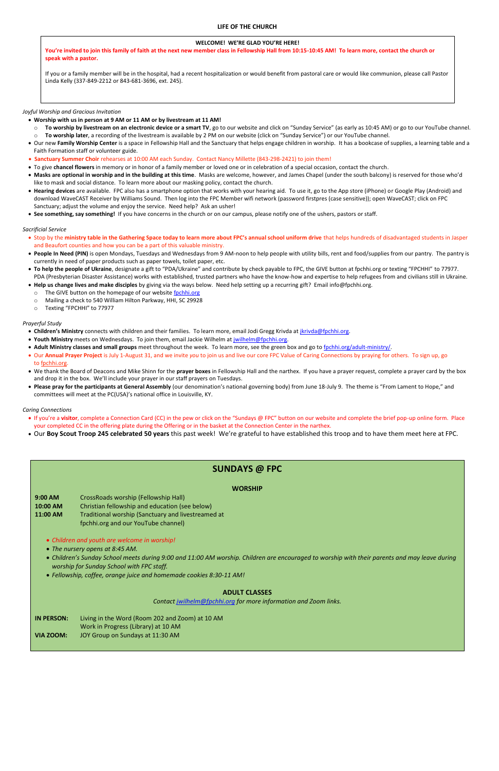## LIFE OF THE CHURCH

**WELCOME! WE'RE GLAD YOU'RE HERE!**

**You're invited to join this family of faith at the next new member class in Fellowship Hall from 10:15-10:45 AM! To learn more, contact the church or speak with a pastor.**

If you or a family member will be in the hospital, had a recent hospitalization or would benefit from pastoral care or would like communion, please call Pastor Linda Kelly (337-849-2212 or 843-681-3696, ext. 245).

*Joyful Worship and Gracious Invitation*

- **Worship with us in person at 9 AM or 11 AM or by livestream at 11 AM!**
  - **To worship by livestream on an electronic device or a smart TV**, go to our website and click on "Sunday Service" (as early as 10:45 AM) or go to our YouTube channel.
  - **To worship later**, a recording of the livestream is available by 2 PM on our website (click on "Sunday Service") or our YouTube channel.
- Our new **Family Worship Center** is a space in Fellowship Hall and the Sanctuary that helps engage children in worship. It has a bookcase of supplies, a learning table and a Faith Formation staff or volunteer guide.
- **Sanctuary Summer Choir** rehearses at 10:00 AM each Sunday. Contact Nancy Millette (843-298-2421) to join them!
- To give **chancel flowers** in memory or in honor of a family member or loved one or in celebration of a special occasion, contact the church.
- **Masks are optional in worship and in the building at this time**. Masks are welcome, however, and James Chapel (under the south balcony) is reserved for those who'd like to mask and social distance. To learn more about our masking policy, contact the church.
- **Hearing devices** are available. FPC also has a smartphone option that works with your hearing aid. To use it, go to the App store (iPhone) or Google Play (Android) and download WaveCAST Receiver by Williams Sound. Then log into the FPC Member wifi network (password firstpres (case sensitive)); open WaveCAST; click on FPC Sanctuary; adjust the volume and enjoy the service. Need help? Ask an usher!
- **See something, say something!** If you have concerns in the church or on our campus, please notify one of the ushers, pastors or staff.

*Sacrificial Service*

- Stop by the **ministry table in the Gathering Space today to learn more about FPC's annual school uniform drive** that helps hundreds of disadvantaged students in Jasper and Beaufort counties and how you can be a part of this valuable ministry.
- **People In Need (PIN)** is open Mondays, Tuesdays and Wednesdays from 9 AM-noon to help people with utility bills, rent and food/supplies from our pantry. The pantry is currently in need of paper products such as paper towels, toilet paper, etc.
- **To help the people of Ukraine**, designate a gift to "PDA/Ukraine" and contribute by check payable to FPC, the GIVE button at fpchhi.org or texting "FPCHHI" to 77977. PDA (Presbyterian Disaster Assistance) works with established, trusted partners who have the know-how and expertise to help refugees from and civilians still in Ukraine.
- **Help us change lives and make disciples** by giving via the ways below. Need help setting up a recurring gift? Email info@fpchhi.org.
  - The GIVE button on the homepage of our website fpchhi.org
  - Mailing a check to 540 William Hilton Parkway, HHI, SC 29928
  - Texting "FPCHHI" to 77977

*Prayerful Study*

- **Children's Ministry** connects with children and their families. To learn more, email Jodi Gregg Krivda at jkrivda@fpchhi.org.
- **Youth Ministry** meets on Wednesdays. To join them, email Jackie Wilhelm at jwilhelm@fpchhi.org.
- **Adult Ministry classes and small groups** meet throughout the week. To learn more, see the green box and go to fpchhi.org/adult-ministry/.
- Our **Annual Prayer Project** is July 1-August 31, and we invite *you* to join us and live our core FPC Value of Caring Connections by praying for others. To sign up, go to fpchhi.org.
- We thank the Board of Deacons and Mike Shinn for the **prayer boxes** in Fellowship Hall and the narthex. If you have a prayer request, complete a prayer card by the box and drop it in the box. We'll include your prayer in our staff prayers on Tuesdays.
- **Please pray for the participants at General Assembly** (our denomination's national governing body) from June 18-July 9. The theme is "From Lament to Hope," and committees will meet at the PC(USA)'s national office in Louisville, KY.

*Caring Connections*

- If you're a **visitor**, complete a Connection Card (CC) in the pew or click on the "Sundays @ FPC" button on our website and complete the brief pop-up online form. Place your completed CC in the offering plate during the Offering or in the basket at the Connection Center in the narthex.
- Our **Boy Scout Troop 245 celebrated 50 years** this past week! We're grateful to have established this troop and to have them meet here at FPC.

## SUNDAYS @ FPC

### WORSHIP

**9:00 AM** CrossRoads worship (Fellowship Hall)
**10:00 AM** Christian fellowship and education (see below)
**11:00 AM** Traditional worship (Sanctuary and livestreamed at fpchhi.org and our YouTube channel)

- *Children and youth are welcome in worship!*
- *The nursery opens at 8:45 AM.*
- *Children's Sunday School meets during 9:00 and 11:00 AM worship. Children are encouraged to worship with their parents and may leave during worship for Sunday School with FPC staff.*
- *Fellowship, coffee, orange juice and homemade cookies 8:30-11 AM!*

### ADULT CLASSES

*Contact jwilhelm@fpchhi.org for more information and Zoom links.*

**IN PERSON:** Living in the Word (Room 202 and Zoom) at 10 AM
Work in Progress (Library) at 10 AM
**VIA ZOOM:** JOY Group on Sundays at 11:30 AM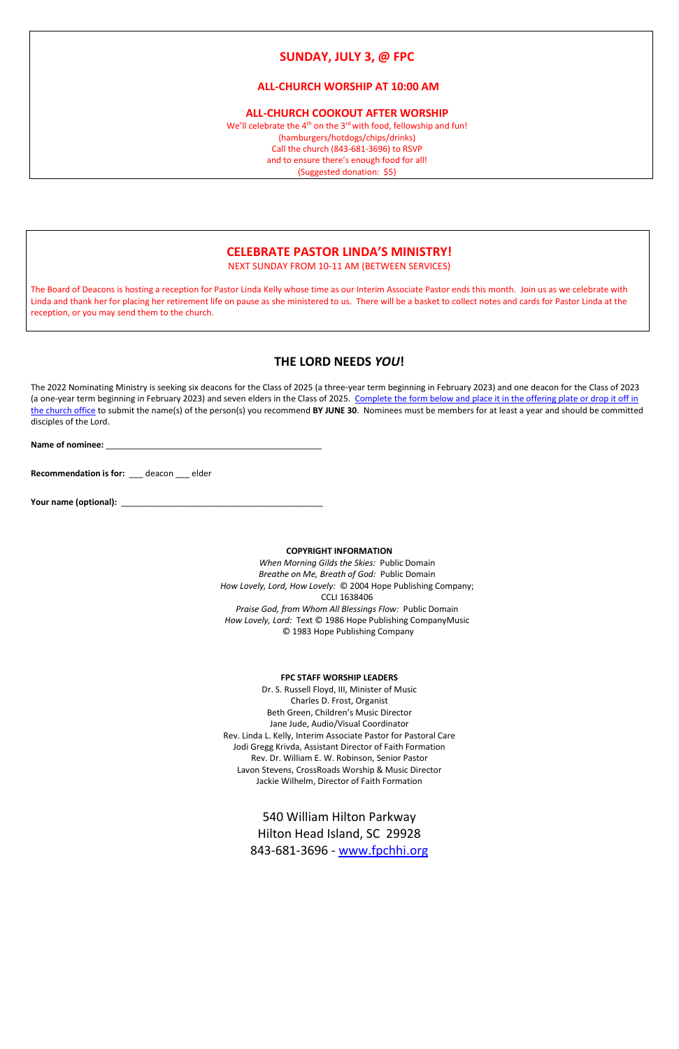## SUNDAY, JULY 3, @ FPC

**ALL-CHURCH WORSHIP AT 10:00 AM**

**ALL-CHURCH COOKOUT AFTER WORSHIP**

We'll celebrate the 4th on the 3rd with food, fellowship and fun!
(hamburgers/hotdogs/chips/drinks)
Call the church (843-681-3696) to RSVP
and to ensure there's enough food for all!
(Suggested donation: $5)

## CELEBRATE PASTOR LINDA'S MINISTRY!

NEXT SUNDAY FROM 10-11 AM (BETWEEN SERVICES)

The Board of Deacons is hosting a reception for Pastor Linda Kelly whose time as our Interim Associate Pastor ends this month. Join us as we celebrate with Linda and thank her for placing her retirement life on pause as she ministered to us. There will be a basket to collect notes and cards for Pastor Linda at the reception, or you may send them to the church.

## THE LORD NEEDS *YOU*!

The 2022 Nominating Ministry is seeking six deacons for the Class of 2025 (a three-year term beginning in February 2023) and one deacon for the Class of 2023 (a one-year term beginning in February 2023) and seven elders in the Class of 2025. Complete the form below and place it in the offering plate or drop it off in the church office to submit the name(s) of the person(s) you recommend **BY JUNE 30**. Nominees must be members for at least a year and should be committed disciples of the Lord.

**Name of nominee:** _______________________________________________

**Recommendation is for:** ___ deacon ___ elder

**Your name (optional):** ____________________________________________

**COPYRIGHT INFORMATION**

*When Morning Gilds the Skies:* Public Domain
*Breathe on Me, Breath of God:* Public Domain
*How Lovely, Lord, How Lovely:* © 2004 Hope Publishing Company; CCLI 1638406
*Praise God, from Whom All Blessings Flow:* Public Domain
*How Lovely, Lord:* Text © 1986 Hope Publishing CompanyMusic © 1983 Hope Publishing Company

**FPC STAFF WORSHIP LEADERS**

Dr. S. Russell Floyd, III, Minister of Music
Charles D. Frost, Organist
Beth Green, Children's Music Director
Jane Jude, Audio/Visual Coordinator
Rev. Linda L. Kelly, Interim Associate Pastor for Pastoral Care
Jodi Gregg Krivda, Assistant Director of Faith Formation
Rev. Dr. William E. W. Robinson, Senior Pastor
Lavon Stevens, CrossRoads Worship & Music Director
Jackie Wilhelm, Director of Faith Formation

540 William Hilton Parkway
Hilton Head Island, SC 29928
843-681-3696 - www.fpchhi.org